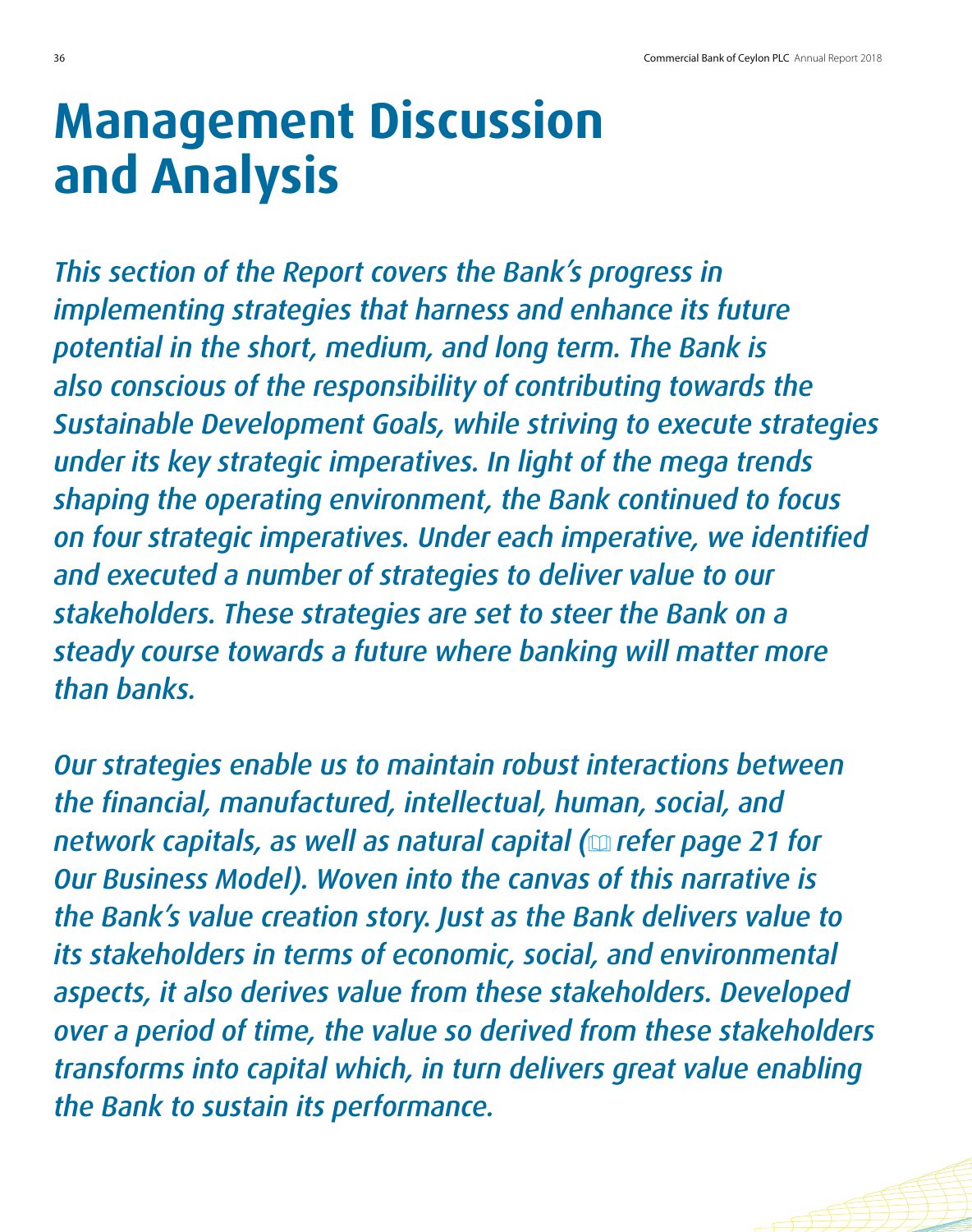# Management Discussion and Analysis

*This section of the Report covers the Bank's progress in implementing strategies that harness and enhance its future potential in the short, medium, and long term. The Bank is also conscious of the responsibility of contributing towards the Sustainable Development Goals, while striving to execute strategies under its key strategic imperatives. In light of the mega trends shaping the operating environment, the Bank continued to focus on four strategic imperatives. Under each imperative, we identified and executed a number of strategies to deliver value to our stakeholders. These strategies are set to steer the Bank on a steady course towards a future where banking will matter more than banks.*

*Our strategies enable us to maintain robust interactions between the financial, manufactured, intellectual, human, social, and network capitals, as well as natural capital (refer page 21 for Our Business Model). Woven into the canvas of this narrative is the Bank's value creation story. Just as the Bank delivers value to its stakeholders in terms of economic, social, and environmental aspects, it also derives value from these stakeholders. Developed over a period of time, the value so derived from these stakeholders transforms into capital which, in turn delivers great value enabling the Bank to sustain its performance.*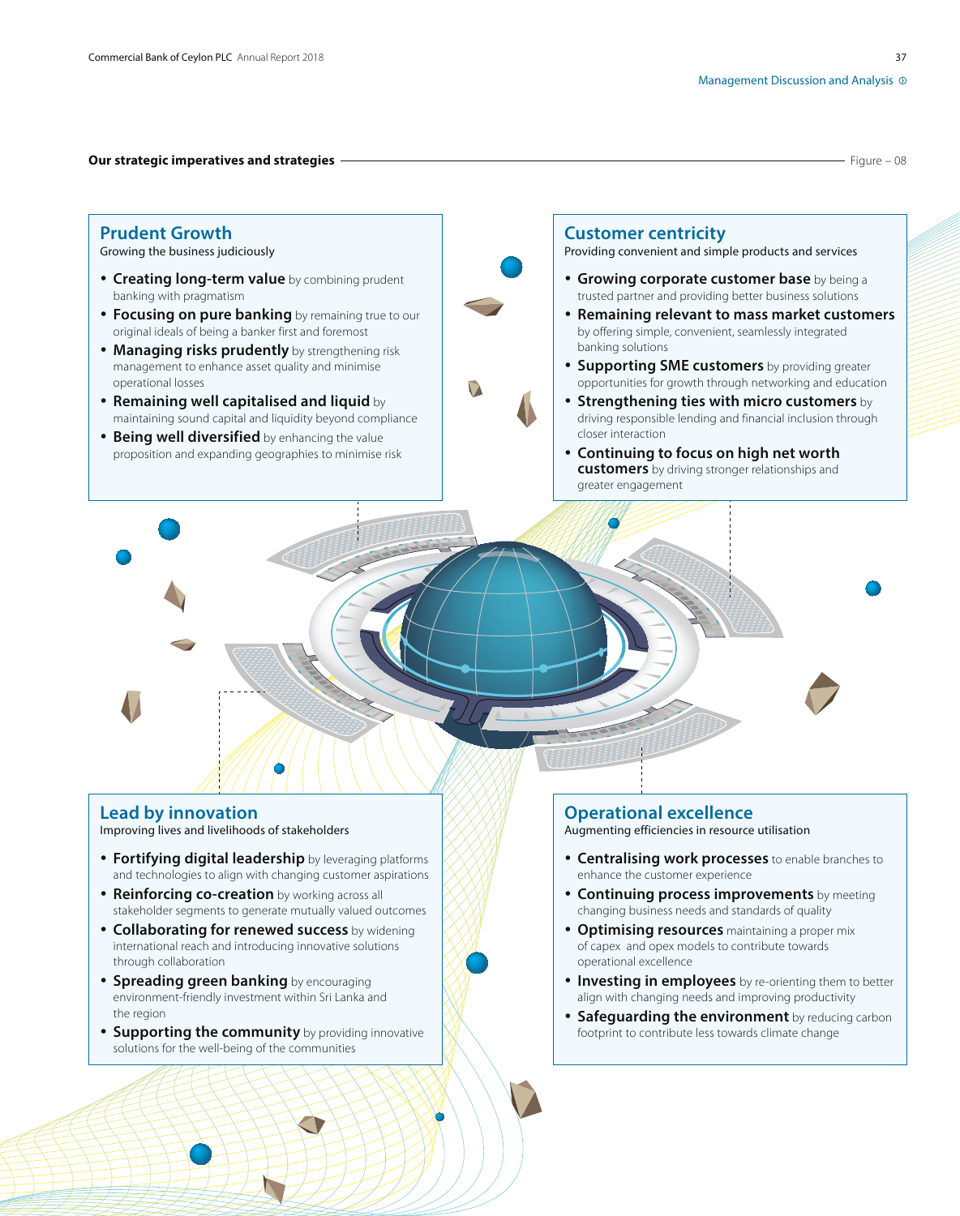**Our strategic imperatives and strategies** — Figure – 08

## Prudent Growth

Growing the business judiciously

- **Creating long-term value** by combining prudent banking with pragmatism
- **Focusing on pure banking** by remaining true to our original ideals of being a banker first and foremost
- **Managing risks prudently** by strengthening risk management to enhance asset quality and minimise operational losses
- **Remaining well capitalised and liquid** by maintaining sound capital and liquidity beyond compliance
- **Being well diversified** by enhancing the value proposition and expanding geographies to minimise risk

## Customer centricity

Providing convenient and simple products and services

- **Growing corporate customer base** by being a trusted partner and providing better business solutions
- **Remaining relevant to mass market customers** by offering simple, convenient, seamlessly integrated banking solutions
- **Supporting SME customers** by providing greater opportunities for growth through networking and education
- **Strengthening ties with micro customers** by driving responsible lending and financial inclusion through closer interaction
- **Continuing to focus on high net worth customers** by driving stronger relationships and greater engagement

## Lead by innovation

Improving lives and livelihoods of stakeholders

- **Fortifying digital leadership** by leveraging platforms and technologies to align with changing customer aspirations
- **Reinforcing co-creation** by working across all stakeholder segments to generate mutually valued outcomes
- **Collaborating for renewed success** by widening international reach and introducing innovative solutions through collaboration
- **Spreading green banking** by encouraging environment-friendly investment within Sri Lanka and the region
- **Supporting the community** by providing innovative solutions for the well-being of the communities

## Operational excellence

Augmenting efficiencies in resource utilisation

- **Centralising work processes** to enable branches to enhance the customer experience
- **Continuing process improvements** by meeting changing business needs and standards of quality
- **Optimising resources** maintaining a proper mix of capex and opex models to contribute towards operational excellence
- **Investing in employees** by re-orienting them to better align with changing needs and improving productivity
- **Safeguarding the environment** by reducing carbon footprint to contribute less towards climate change